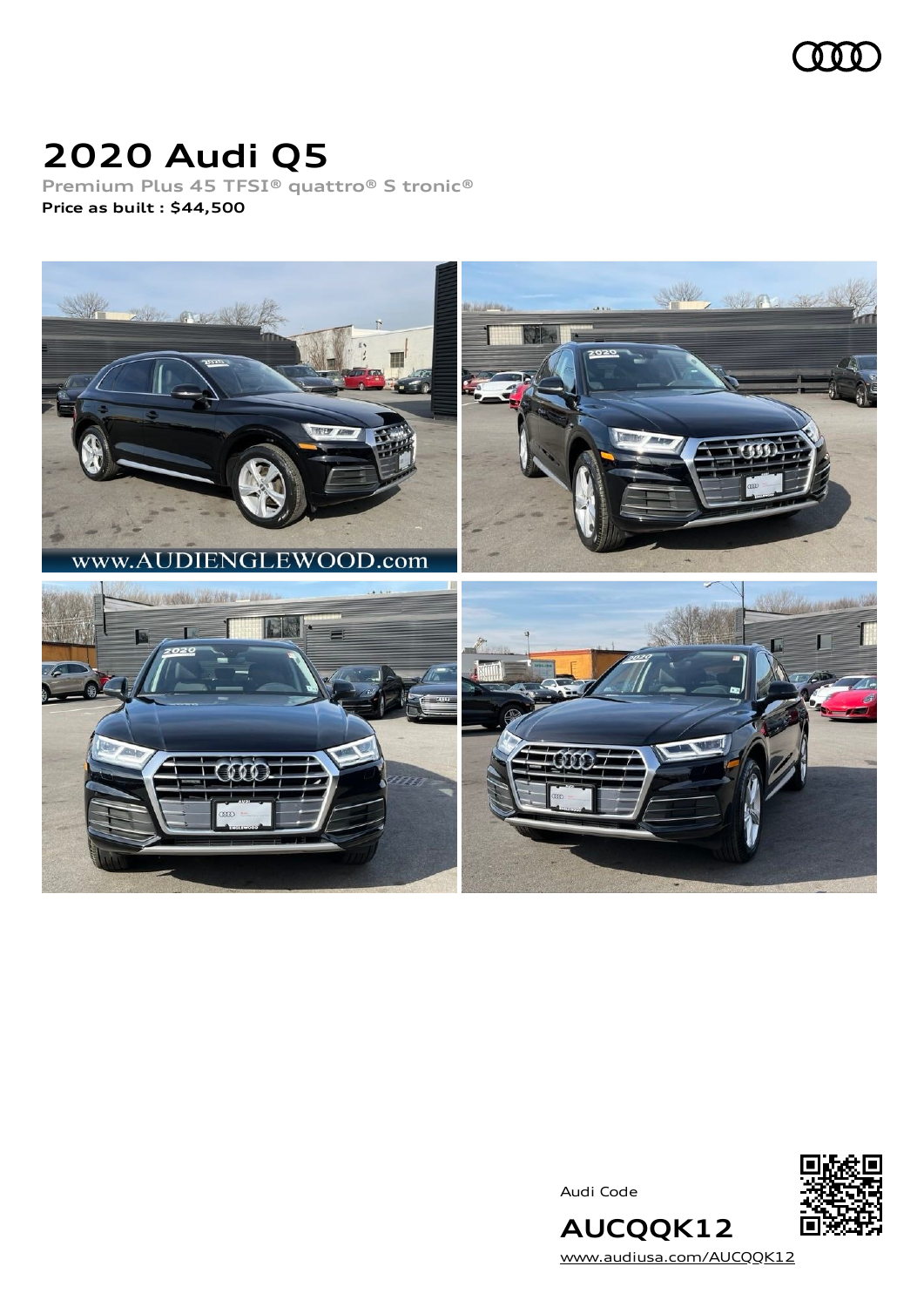# 2020 Audi Q5

**Premium Plus 45 TFSI® quattro® S tronic®**

**Price as built : $44,500**

Audi Code

**AUCQQK12**

www.audiusa.com/AUCQQK12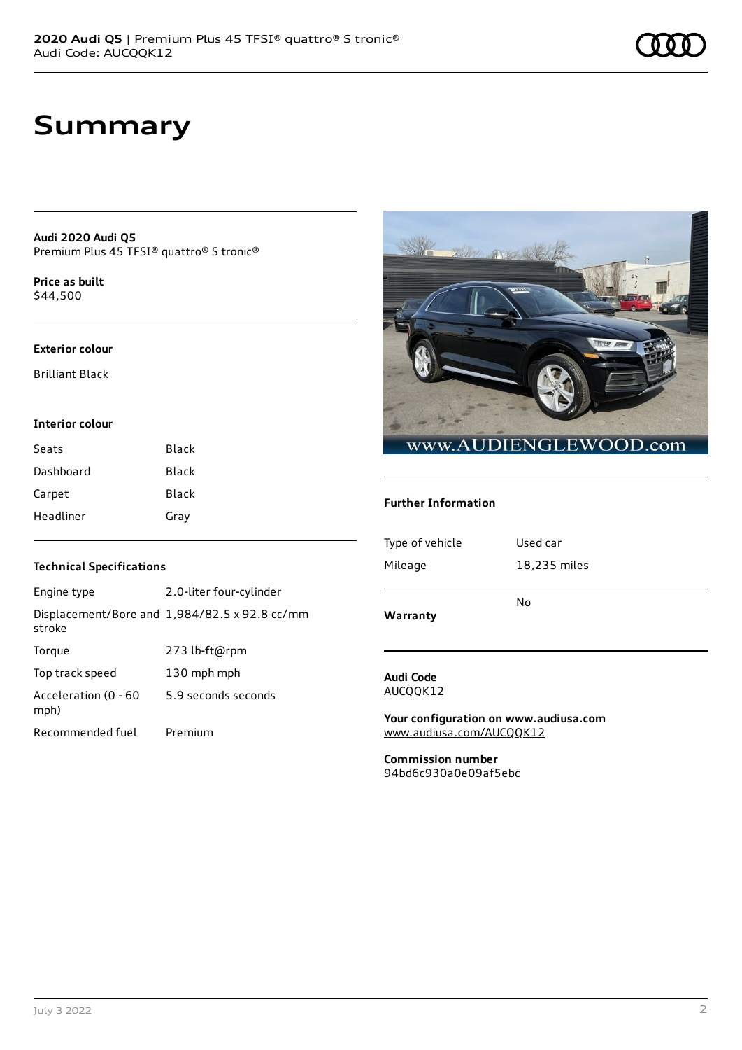# Summary

**Audi 2020 Audi Q5**
Premium Plus 45 TFSI® quattro® S tronic®

**Price as built**
$44,500

### Exterior colour

Brilliant Black

### Interior colour

| | |
|---|---|
| Seats | Black |
| Dashboard | Black |
| Carpet | Black |
| Headliner | Gray |

### Technical Specifications

| | |
|---|---|
| Engine type | 2.0-liter four-cylinder |
| Displacement/Bore and stroke | 1,984/82.5 x 92.8 cc/mm |
| Torque | 273 lb-ft@rpm |
| Top track speed | 130 mph mph |
| Acceleration (0 - 60 mph) | 5.9 seconds seconds |
| Recommended fuel | Premium |

### Further Information

| | |
|---|---|
| Type of vehicle | Used car |
| Mileage | 18,235 miles |
| **Warranty** | No |

**Audi Code**
AUCQQK12

**Your configuration on www.audiusa.com**
www.audiusa.com/AUCQQK12

**Commission number**
94bd6c930a0e09af5ebc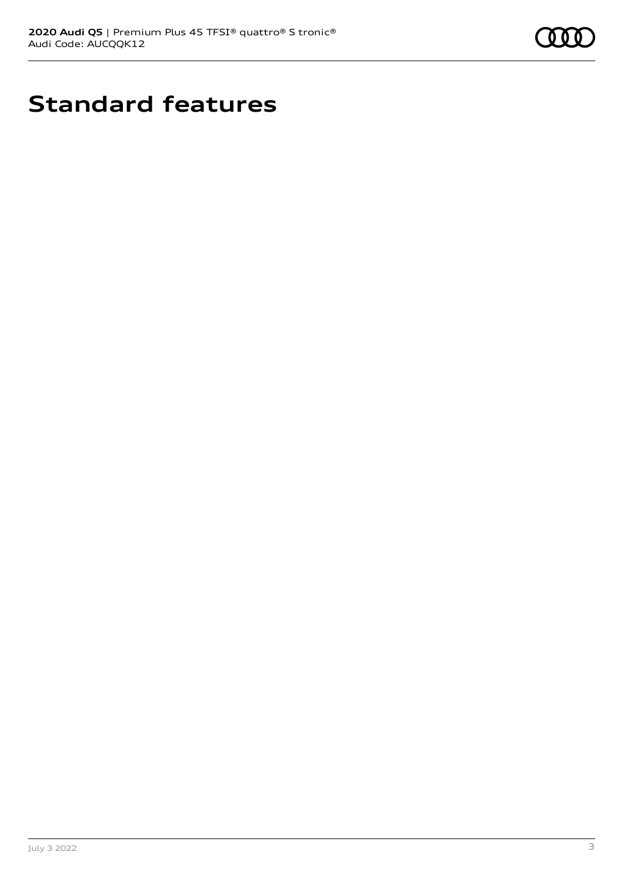# Standard features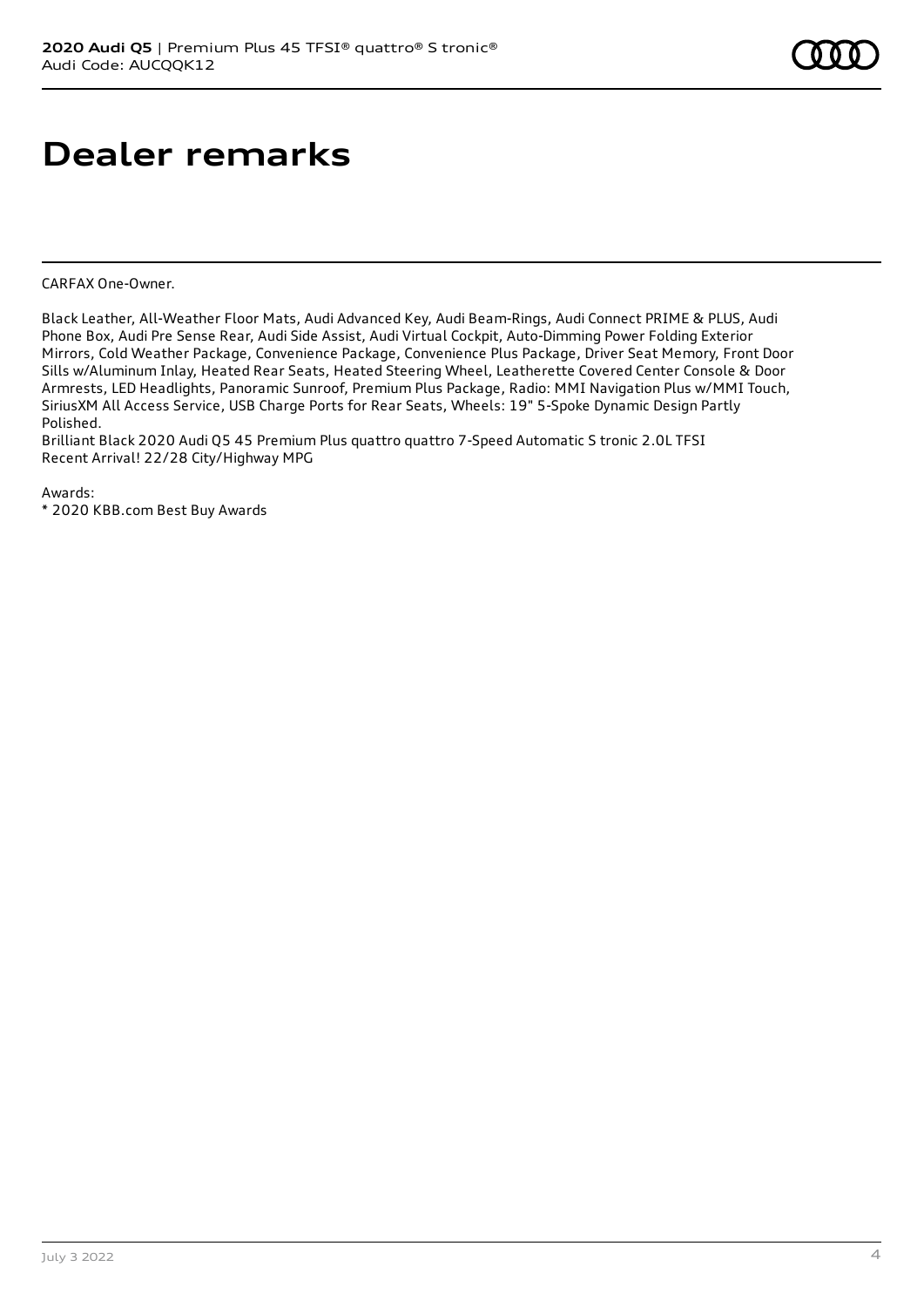# Dealer remarks

CARFAX One-Owner.

Black Leather, All-Weather Floor Mats, Audi Advanced Key, Audi Beam-Rings, Audi Connect PRIME & PLUS, Audi Phone Box, Audi Pre Sense Rear, Audi Side Assist, Audi Virtual Cockpit, Auto-Dimming Power Folding Exterior Mirrors, Cold Weather Package, Convenience Package, Convenience Plus Package, Driver Seat Memory, Front Door Sills w/Aluminum Inlay, Heated Rear Seats, Heated Steering Wheel, Leatherette Covered Center Console & Door Armrests, LED Headlights, Panoramic Sunroof, Premium Plus Package, Radio: MMI Navigation Plus w/MMI Touch, SiriusXM All Access Service, USB Charge Ports for Rear Seats, Wheels: 19" 5-Spoke Dynamic Design Partly Polished.
Brilliant Black 2020 Audi Q5 45 Premium Plus quattro quattro 7-Speed Automatic S tronic 2.0L TFSI
Recent Arrival! 22/28 City/Highway MPG

Awards:
* 2020 KBB.com Best Buy Awards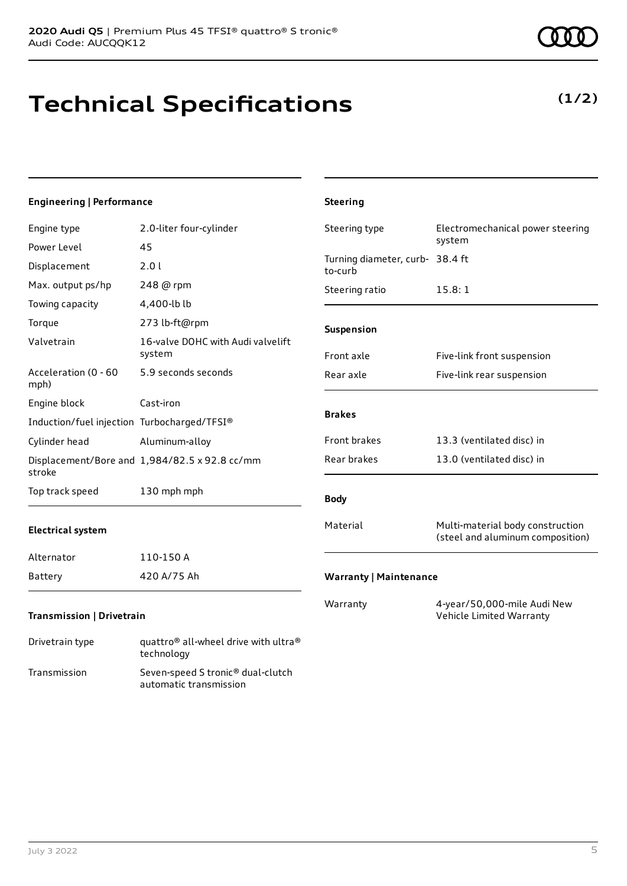# Technical Specifications

**(1/2)**

### Engineering | Performance

| | |
|---|---|
| Engine type | 2.0-liter four-cylinder |
| Power Level | 45 |
| Displacement | 2.0 l |
| Max. output ps/hp | 248 @ rpm |
| Towing capacity | 4,400-lb lb |
| Torque | 273 lb-ft@rpm |
| Valvetrain | 16-valve DOHC with Audi valvelift system |
| Acceleration (0 - 60 mph) | 5.9 seconds seconds |
| Engine block | Cast-iron |
| Induction/fuel injection | Turbocharged/TFSI® |
| Cylinder head | Aluminum-alloy |
| Displacement/Bore and stroke | 1,984/82.5 x 92.8 cc/mm |
| Top track speed | 130 mph mph |

### Electrical system

| | |
|---|---|
| Alternator | 110-150 A |
| Battery | 420 A/75 Ah |

### Transmission | Drivetrain

| | |
|---|---|
| Drivetrain type | quattro® all-wheel drive with ultra® technology |
| Transmission | Seven-speed S tronic® dual-clutch automatic transmission |

### Steering

| | |
|---|---|
| Steering type | Electromechanical power steering system |
| Turning diameter, curb-to-curb | 38.4 ft |
| Steering ratio | 15.8: 1 |

### Suspension

| | |
|---|---|
| Front axle | Five-link front suspension |
| Rear axle | Five-link rear suspension |

### Brakes

| | |
|---|---|
| Front brakes | 13.3 (ventilated disc) in |
| Rear brakes | 13.0 (ventilated disc) in |

### Body

| | |
|---|---|
| Material | Multi-material body construction (steel and aluminum composition) |

### Warranty | Maintenance

| | |
|---|---|
| Warranty | 4-year/50,000-mile Audi New Vehicle Limited Warranty |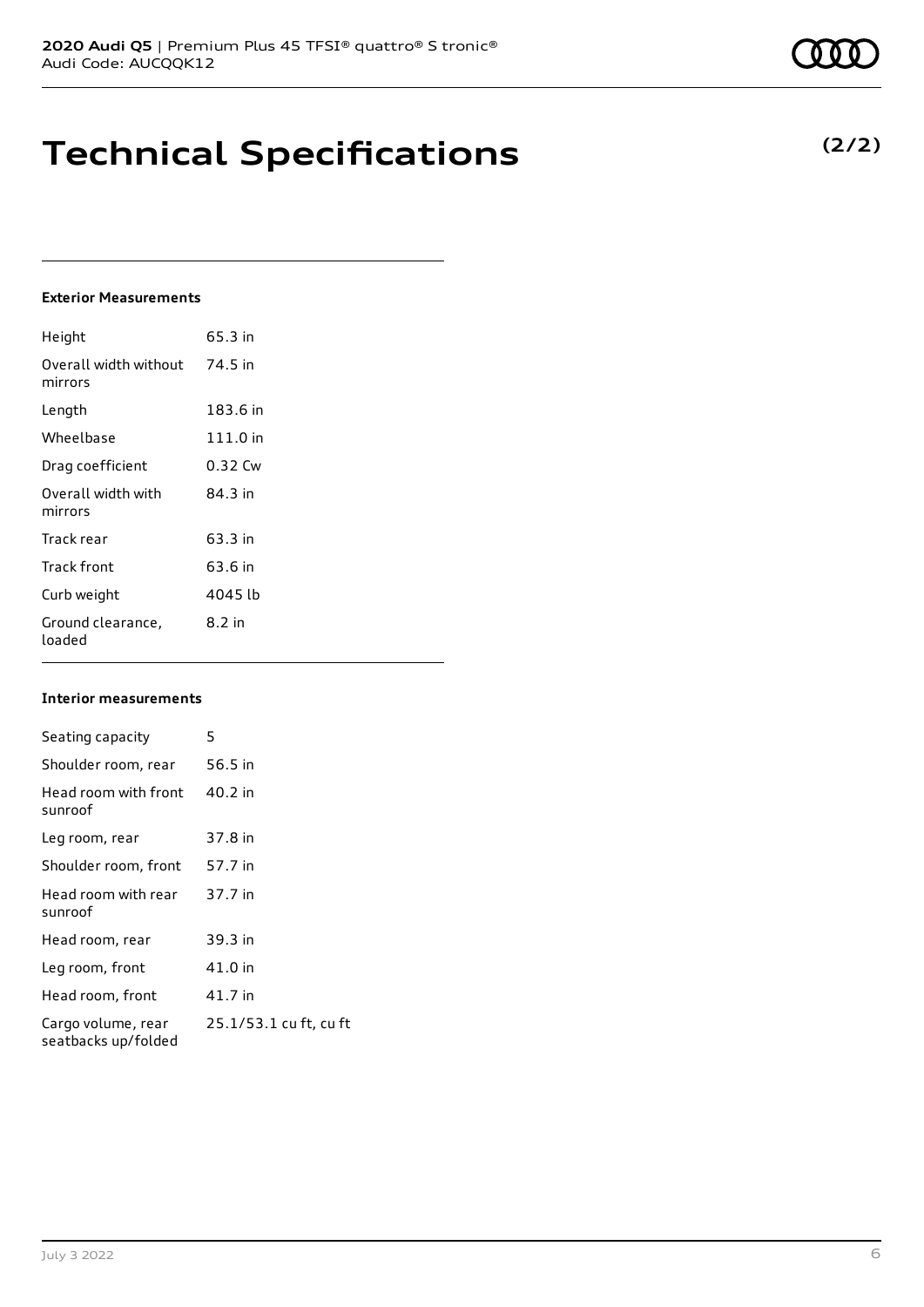# Technical Specifications

**(2/2)**

### Exterior Measurements

| | |
|---|---|
| Height | 65.3 in |
| Overall width without mirrors | 74.5 in |
| Length | 183.6 in |
| Wheelbase | 111.0 in |
| Drag coefficient | 0.32 Cw |
| Overall width with mirrors | 84.3 in |
| Track rear | 63.3 in |
| Track front | 63.6 in |
| Curb weight | 4045 lb |
| Ground clearance, loaded | 8.2 in |

### Interior measurements

| | |
|---|---|
| Seating capacity | 5 |
| Shoulder room, rear | 56.5 in |
| Head room with front sunroof | 40.2 in |
| Leg room, rear | 37.8 in |
| Shoulder room, front | 57.7 in |
| Head room with rear sunroof | 37.7 in |
| Head room, rear | 39.3 in |
| Leg room, front | 41.0 in |
| Head room, front | 41.7 in |
| Cargo volume, rear seatbacks up/folded | 25.1/53.1 cu ft, cu ft |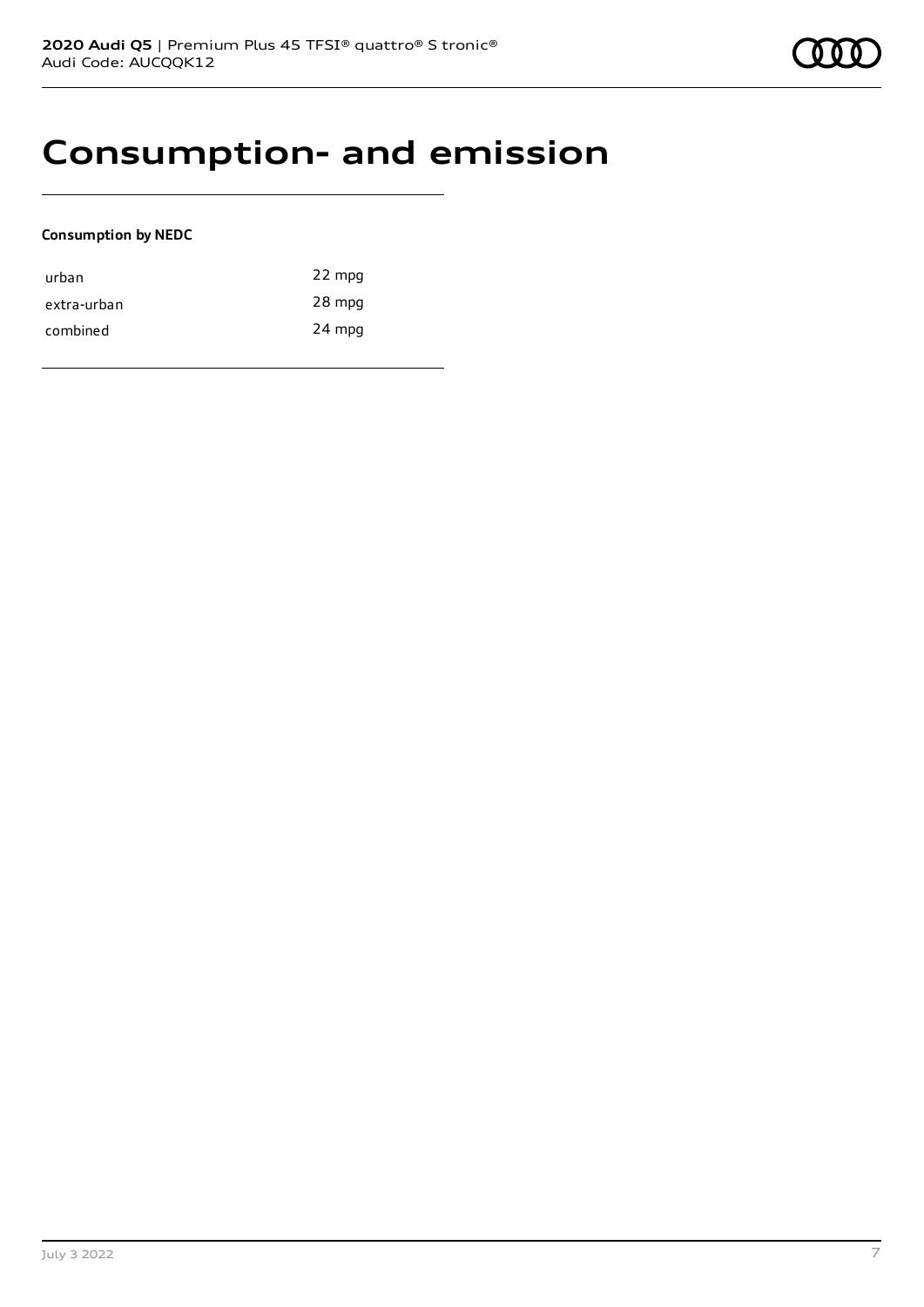# Consumption- and emission

**Consumption by NEDC**

| | |
|---|---|
| urban | 22 mpg |
| extra-urban | 28 mpg |
| combined | 24 mpg |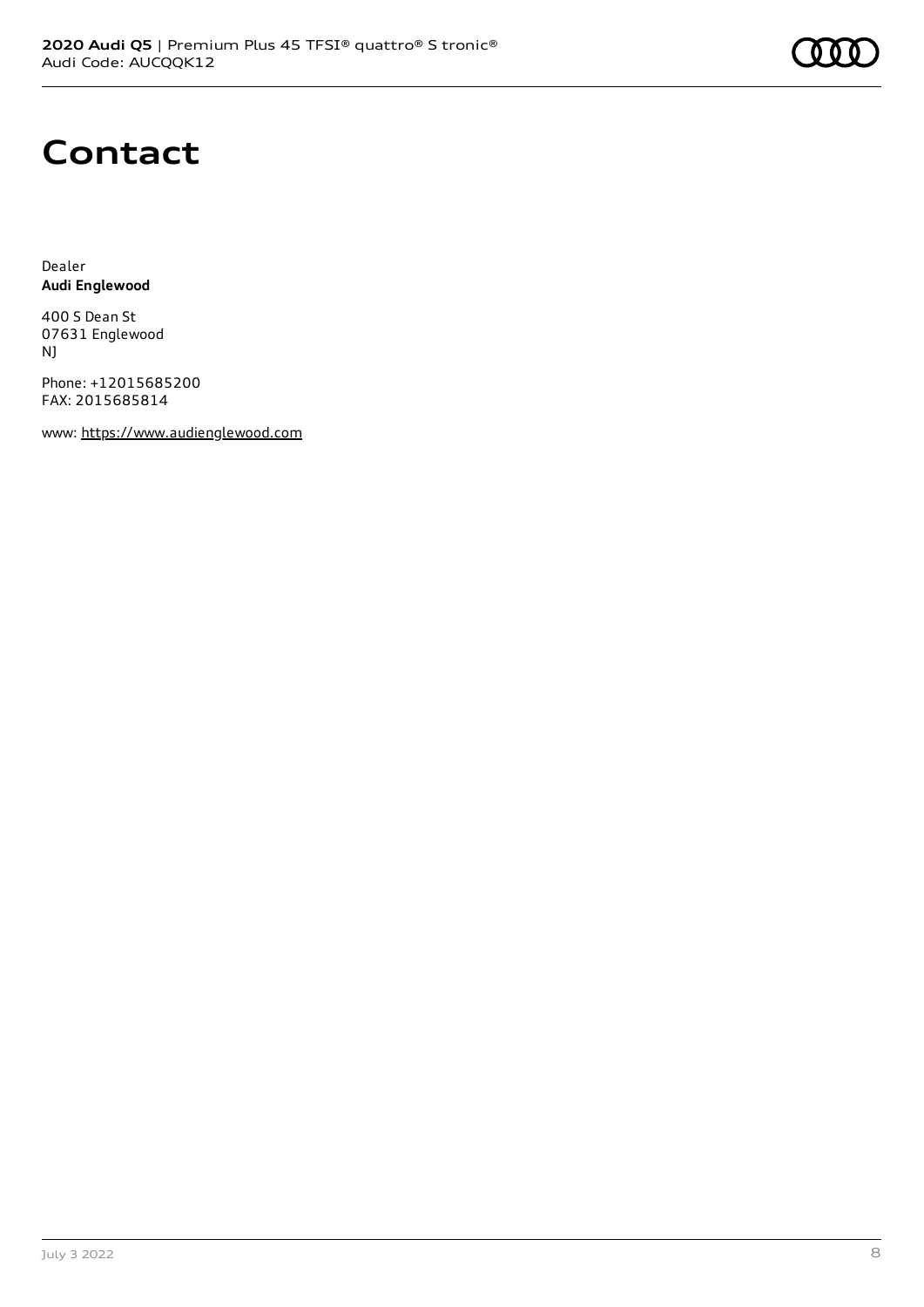# Contact

Dealer
**Audi Englewood**

400 S Dean St
07631 Englewood
NJ

Phone: +12015685200
FAX: 2015685814

www: [https://www.audienglewood.com](https://www.audienglewood.com)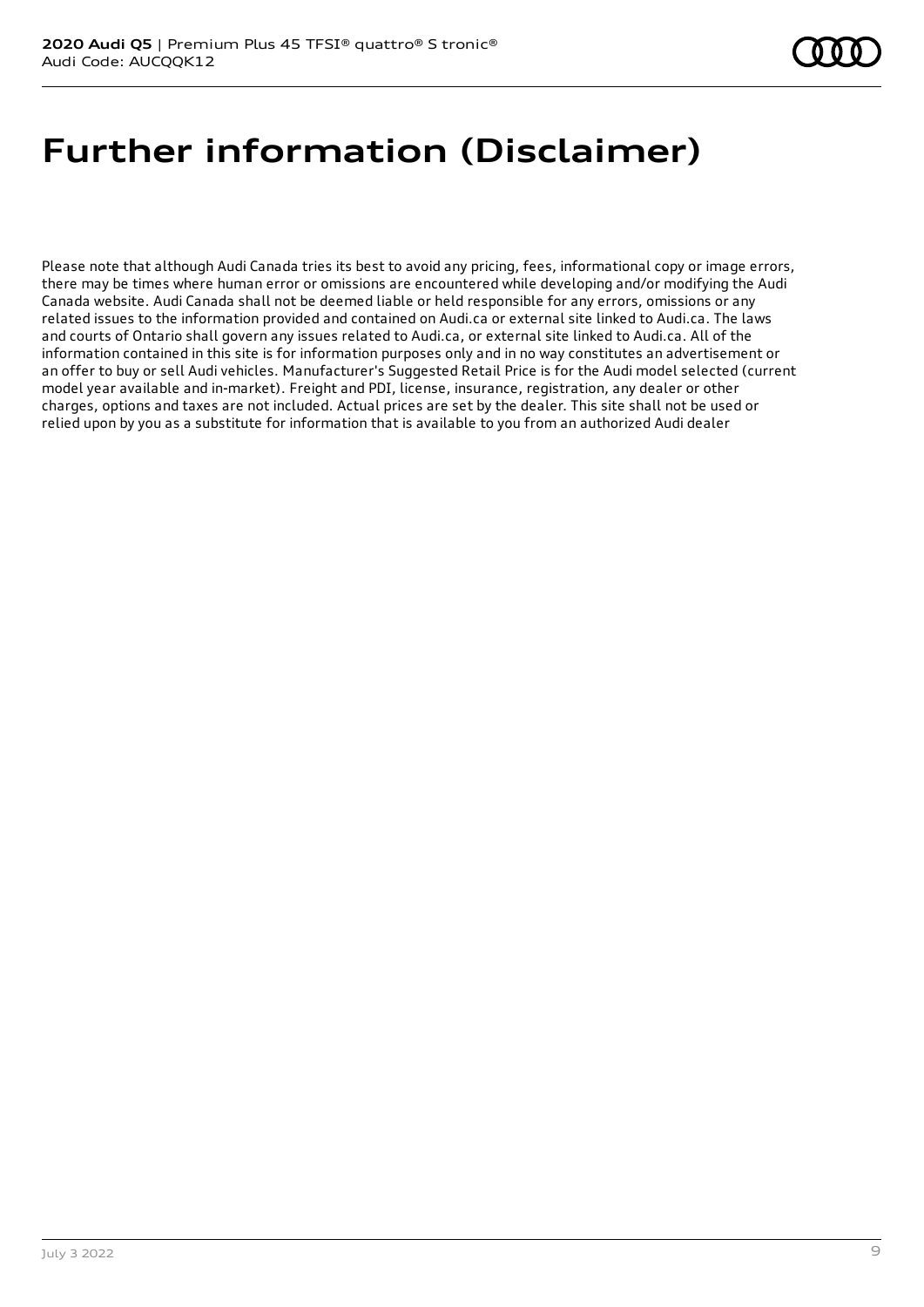# Further information (Disclaimer)

Please note that although Audi Canada tries its best to avoid any pricing, fees, informational copy or image errors, there may be times where human error or omissions are encountered while developing and/or modifying the Audi Canada website. Audi Canada shall not be deemed liable or held responsible for any errors, omissions or any related issues to the information provided and contained on Audi.ca or external site linked to Audi.ca. The laws and courts of Ontario shall govern any issues related to Audi.ca, or external site linked to Audi.ca. All of the information contained in this site is for information purposes only and in no way constitutes an advertisement or an offer to buy or sell Audi vehicles. Manufacturer's Suggested Retail Price is for the Audi model selected (current model year available and in-market). Freight and PDI, license, insurance, registration, any dealer or other charges, options and taxes are not included. Actual prices are set by the dealer. This site shall not be used or relied upon by you as a substitute for information that is available to you from an authorized Audi dealer